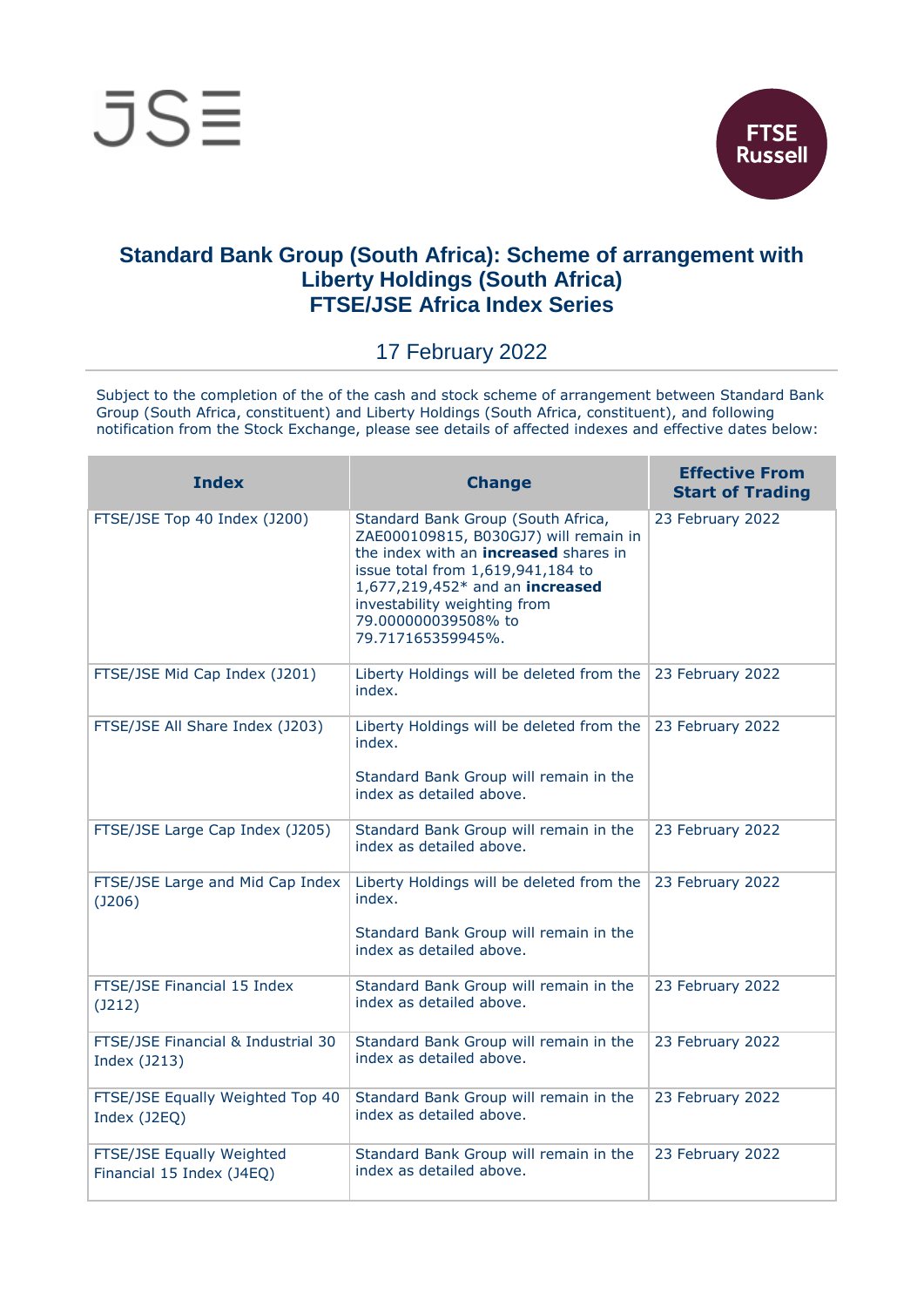# Standard Bank Group (South Africa): Scheme of arrangement with Liberty Holdings (South Africa)
# FTSE/JSE Africa Index Series

17 February 2022

Subject to the completion of the of the cash and stock scheme of arrangement between Standard Bank Group (South Africa, constituent) and Liberty Holdings (South Africa, constituent), and following notification from the Stock Exchange, please see details of affected indexes and effective dates below:

| Index | Change | Effective From Start of Trading |
|---|---|---|
| FTSE/JSE Top 40 Index (J200) | Standard Bank Group (South Africa, ZAE000109815, B030GJ7) will remain in the index with an **increased** shares in issue total from 1,619,941,184 to 1,677,219,452* and an **increased** investability weighting from 79.000000039508% to 79.717165359945%. | 23 February 2022 |
| FTSE/JSE Mid Cap Index (J201) | Liberty Holdings will be deleted from the index. | 23 February 2022 |
| FTSE/JSE All Share Index (J203) | Liberty Holdings will be deleted from the index.<br><br>Standard Bank Group will remain in the index as detailed above. | 23 February 2022 |
| FTSE/JSE Large Cap Index (J205) | Standard Bank Group will remain in the index as detailed above. | 23 February 2022 |
| FTSE/JSE Large and Mid Cap Index (J206) | Liberty Holdings will be deleted from the index.<br><br>Standard Bank Group will remain in the index as detailed above. | 23 February 2022 |
| FTSE/JSE Financial 15 Index (J212) | Standard Bank Group will remain in the index as detailed above. | 23 February 2022 |
| FTSE/JSE Financial & Industrial 30 Index (J213) | Standard Bank Group will remain in the index as detailed above. | 23 February 2022 |
| FTSE/JSE Equally Weighted Top 40 Index (J2EQ) | Standard Bank Group will remain in the index as detailed above. | 23 February 2022 |
| FTSE/JSE Equally Weighted Financial 15 Index (J4EQ) | Standard Bank Group will remain in the index as detailed above. | 23 February 2022 |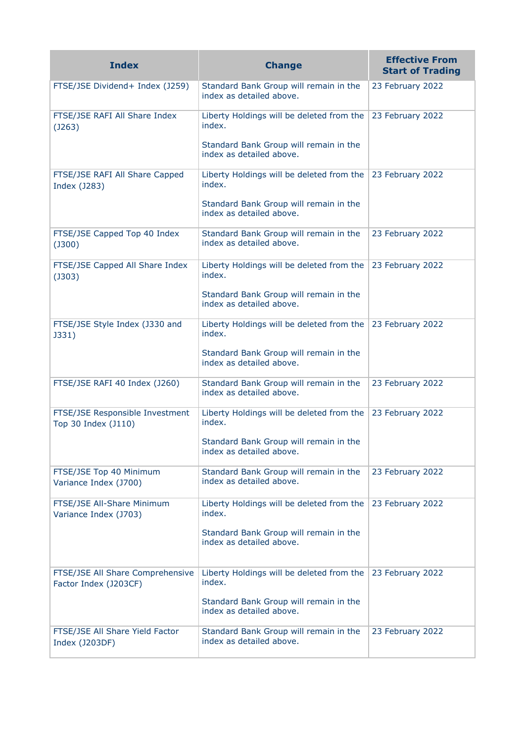| Index | Change | Effective From Start of Trading |
|---|---|---|
| FTSE/JSE Dividend+ Index (J259) | Standard Bank Group will remain in the index as detailed above. | 23 February 2022 |
| FTSE/JSE RAFI All Share Index (J263) | Liberty Holdings will be deleted from the index.<br><br>Standard Bank Group will remain in the index as detailed above. | 23 February 2022 |
| FTSE/JSE RAFI All Share Capped Index (J283) | Liberty Holdings will be deleted from the index.<br><br>Standard Bank Group will remain in the index as detailed above. | 23 February 2022 |
| FTSE/JSE Capped Top 40 Index (J300) | Standard Bank Group will remain in the index as detailed above. | 23 February 2022 |
| FTSE/JSE Capped All Share Index (J303) | Liberty Holdings will be deleted from the index.<br><br>Standard Bank Group will remain in the index as detailed above. | 23 February 2022 |
| FTSE/JSE Style Index (J330 and J331) | Liberty Holdings will be deleted from the index.<br><br>Standard Bank Group will remain in the index as detailed above. | 23 February 2022 |
| FTSE/JSE RAFI 40 Index (J260) | Standard Bank Group will remain in the index as detailed above. | 23 February 2022 |
| FTSE/JSE Responsible Investment Top 30 Index (J110) | Liberty Holdings will be deleted from the index.<br><br>Standard Bank Group will remain in the index as detailed above. | 23 February 2022 |
| FTSE/JSE Top 40 Minimum Variance Index (J700) | Standard Bank Group will remain in the index as detailed above. | 23 February 2022 |
| FTSE/JSE All-Share Minimum Variance Index (J703) | Liberty Holdings will be deleted from the index.<br><br>Standard Bank Group will remain in the index as detailed above. | 23 February 2022 |
| FTSE/JSE All Share Comprehensive Factor Index (J203CF) | Liberty Holdings will be deleted from the index.<br><br>Standard Bank Group will remain in the index as detailed above. | 23 February 2022 |
| FTSE/JSE All Share Yield Factor Index (J203DF) | Standard Bank Group will remain in the index as detailed above. | 23 February 2022 |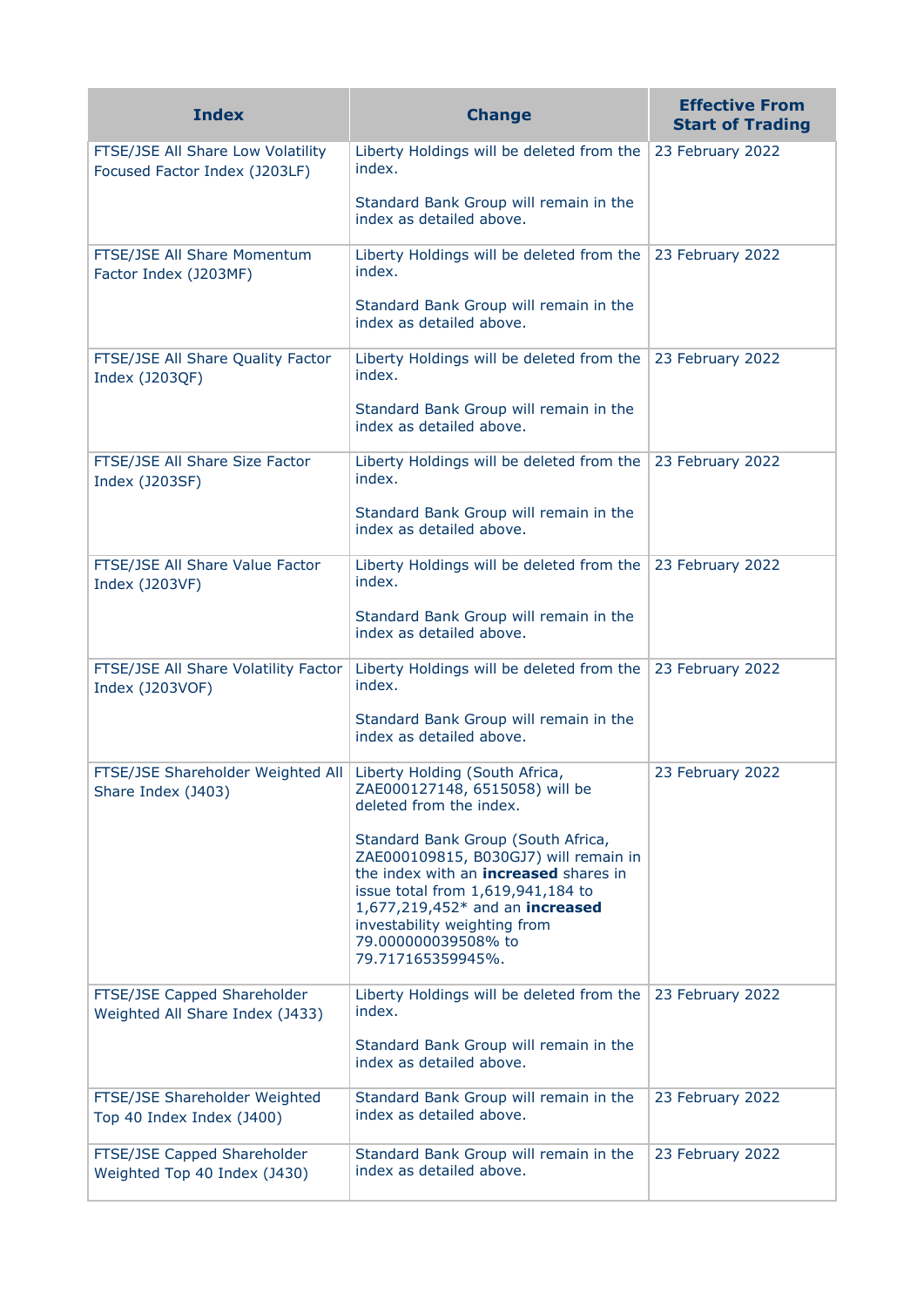| Index | Change | Effective From Start of Trading |
|---|---|---|
| FTSE/JSE All Share Low Volatility Focused Factor Index (J203LF) | Liberty Holdings will be deleted from the index.<br><br>Standard Bank Group will remain in the index as detailed above. | 23 February 2022 |
| FTSE/JSE All Share Momentum Factor Index (J203MF) | Liberty Holdings will be deleted from the index.<br><br>Standard Bank Group will remain in the index as detailed above. | 23 February 2022 |
| FTSE/JSE All Share Quality Factor Index (J203QF) | Liberty Holdings will be deleted from the index.<br><br>Standard Bank Group will remain in the index as detailed above. | 23 February 2022 |
| FTSE/JSE All Share Size Factor Index (J203SF) | Liberty Holdings will be deleted from the index.<br><br>Standard Bank Group will remain in the index as detailed above. | 23 February 2022 |
| FTSE/JSE All Share Value Factor Index (J203VF) | Liberty Holdings will be deleted from the index.<br><br>Standard Bank Group will remain in the index as detailed above. | 23 February 2022 |
| FTSE/JSE All Share Volatility Factor Index (J203VOF) | Liberty Holdings will be deleted from the index.<br><br>Standard Bank Group will remain in the index as detailed above. | 23 February 2022 |
| FTSE/JSE Shareholder Weighted All Share Index (J403) | Liberty Holding (South Africa, ZAE000127148, 6515058) will be deleted from the index.<br><br>Standard Bank Group (South Africa, ZAE000109815, B030GJ7) will remain in the index with an **increased** shares in issue total from 1,619,941,184 to 1,677,219,452* and an **increased** investability weighting from 79.000000039508% to 79.717165359945%. | 23 February 2022 |
| FTSE/JSE Capped Shareholder Weighted All Share Index (J433) | Liberty Holdings will be deleted from the index.<br><br>Standard Bank Group will remain in the index as detailed above. | 23 February 2022 |
| FTSE/JSE Shareholder Weighted Top 40 Index Index (J400) | Standard Bank Group will remain in the index as detailed above. | 23 February 2022 |
| FTSE/JSE Capped Shareholder Weighted Top 40 Index (J430) | Standard Bank Group will remain in the index as detailed above. | 23 February 2022 |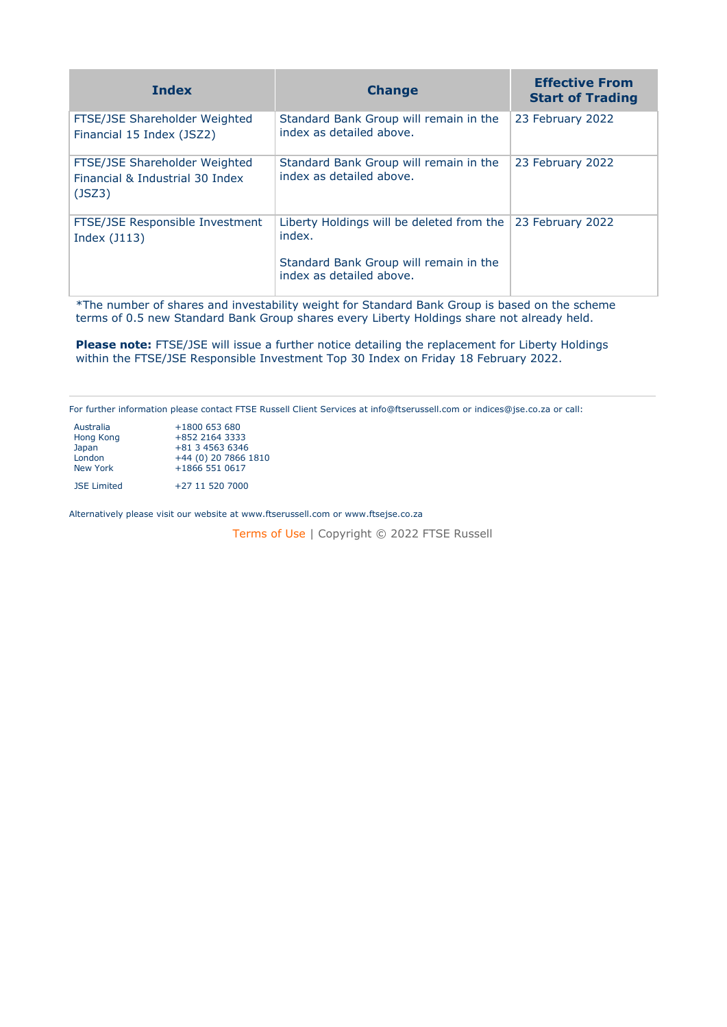| Index | Change | Effective From Start of Trading |
| --- | --- | --- |
| FTSE/JSE Shareholder Weighted Financial 15 Index (JSZ2) | Standard Bank Group will remain in the index as detailed above. | 23 February 2022 |
| FTSE/JSE Shareholder Weighted Financial & Industrial 30 Index (JSZ3) | Standard Bank Group will remain in the index as detailed above. | 23 February 2022 |
| FTSE/JSE Responsible Investment Index (J113) | Liberty Holdings will be deleted from the index.<br><br>Standard Bank Group will remain in the index as detailed above. | 23 February 2022 |

*The number of shares and investability weight for Standard Bank Group is based on the scheme terms of 0.5 new Standard Bank Group shares every Liberty Holdings share not already held.

**Please note:** FTSE/JSE will issue a further notice detailing the replacement for Liberty Holdings within the FTSE/JSE Responsible Investment Top 30 Index on Friday 18 February 2022.

---

For further information please contact FTSE Russell Client Services at info@ftserussell.com or indices@jse.co.za or call:

| | |
| --- | --- |
| Australia | +1800 653 680 |
| Hong Kong | +852 2164 3333 |
| Japan | +81 3 4563 6346 |
| London | +44 (0) 20 7866 1810 |
| New York | +1866 551 0617 |
| JSE Limited | +27 11 520 7000 |

Alternatively please visit our website at www.ftserussell.com or www.ftsejse.co.za

Terms of Use | Copyright © 2022 FTSE Russell